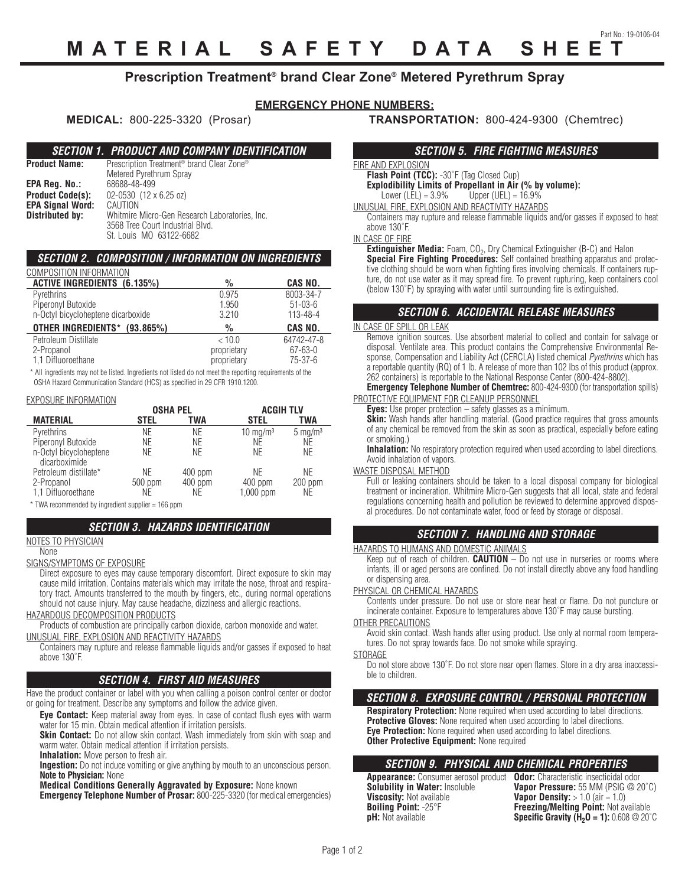Part No.: 19-0106-04

# MATERIAL SAFETY DATA SHEET

## Prescription Treatment® brand Clear Zone® Metered Pyrethrum Spray

**EMERGENCY PHONE NUMBERS:**

**MEDICAL:** 800-225-3320 (Prosar) **TRANSPORTATION:** 800-424-9300 (Chemtrec)

### SECTION 1. PRODUCT AND COMPANY IDENTIFICATION

**Product Name:** Prescription Treatment® brand Clear Zone® Metered Pyrethrum Spray
**EPA Reg. No.:** 68688-48-499
**Product Code(s):** 02-0530 (12 x 6.25 oz)
**EPA Signal Word:** CAUTION
**Distributed by:** Whitmire Micro-Gen Research Laboratories, Inc. 3568 Tree Court Industrial Blvd. St. Louis MO 63122-6682

### SECTION 2. COMPOSITION / INFORMATION ON INGREDIENTS

COMPOSITION INFORMATION

| ACTIVE INGREDIENTS (6.135%) | % | CAS NO. |
|---|---|---|
| Pyrethrins | 0.975 | 8003-34-7 |
| Piperonyl Butoxide | 1.950 | 51-03-6 |
| n-Octyl bicycloheptene dicarboxide | 3.210 | 113-48-4 |
| **OTHER INGREDIENTS* (93.865%)** | **%** | **CAS NO.** |
| Petroleum Distillate | < 10.0 | 64742-47-8 |
| 2-Propanol | proprietary | 67-63-0 |
| 1,1 Difluoroethane | proprietary | 75-37-6 |

\* All ingredients may not be listed. Ingredients not listed do not meet the reporting requirements of the OSHA Hazard Communication Standard (HCS) as specified in 29 CFR 1910.1200.

EXPOSURE INFORMATION

| | OSHA PEL | | ACGIH TLV | |
|---|---|---|---|---|
| **MATERIAL** | **STEL** | **TWA** | **STEL** | **TWA** |
| Pyrethrins | NE | NE | 10 mg/m³ | 5 mg/m³ |
| Piperonyl Butoxide | NE | NE | NE | NE |
| n-Octyl bicycloheptene dicarboximide | NE | NE | NE | NE |
| Petroleum distillate* | NE | 400 ppm | NE | NE |
| 2-Propanol | 500 ppm | 400 ppm | 400 ppm | 200 ppm |
| 1,1 Difluoroethane | NE | NE | 1,000 ppm | NE |

\* TWA recommended by ingredient supplier = 166 ppm

### SECTION 3. HAZARDS IDENTIFICATION

NOTES TO PHYSICIAN

None

SIGNS/SYMPTOMS OF EXPOSURE

Direct exposure to eyes may cause temporary discomfort. Direct exposure to skin may cause mild irritation. Contains materials which may irritate the nose, throat and respiratory tract. Amounts transferred to the mouth by fingers, etc., during normal operations should not cause injury. May cause headache, dizziness and allergic reactions.

HAZARDOUS DECOMPOSITION PRODUCTS

Products of combustion are principally carbon dioxide, carbon monoxide and water.

UNUSUAL FIRE, EXPLOSION AND REACTIVITY HAZARDS

Containers may rupture and release flammable liquids and/or gasses if exposed to heat above 130˚F.

### SECTION 4. FIRST AID MEASURES

Have the product container or label with you when calling a poison control center or doctor or going for treatment. Describe any symptoms and follow the advice given.

**Eye Contact:** Keep material away from eyes. In case of contact flush eyes with warm water for 15 min. Obtain medical attention if irritation persists.

**Skin Contact:** Do not allow skin contact. Wash immediately from skin with soap and warm water. Obtain medical attention if irritation persists.

**Inhalation:** Move person to fresh air.

**Ingestion:** Do not induce vomiting or give anything by mouth to an unconscious person.

**Note to Physician:** None

**Medical Conditions Generally Aggravated by Exposure:** None known

**Emergency Telephone Number of Prosar:** 800-225-3320 (for medical emergencies)

### SECTION 5. FIRE FIGHTING MEASURES

FIRE AND EXPLOSION

**Flash Point (TCC):** -30˚F (Tag Closed Cup)

**Explodibility Limits of Propellant in Air (% by volume):**
Lower (LEL) = 3.9% Upper (UEL) = 16.9%

UNUSUAL FIRE, EXPLOSION AND REACTIVITY HAZARDS

Containers may rupture and release flammable liquids and/or gasses if exposed to heat above 130˚F.

IN CASE OF FIRE

**Extinguisher Media:** Foam, $CO_2$, Dry Chemical Extinguisher (B-C) and Halon

**Special Fire Fighting Procedures:** Self contained breathing apparatus and protective clothing should be worn when fighting fires involving chemicals. If containers rupture, do not use water as it may spread fire. To prevent rupturing, keep containers cool (below 130˚F) by spraying with water until surrounding fire is extinguished.

### SECTION 6. ACCIDENTAL RELEASE MEASURES

IN CASE OF SPILL OR LEAK

Remove ignition sources. Use absorbent material to collect and contain for salvage or disposal. Ventilate area. This product contains the Comprehensive Environmental Response, Compensation and Liability Act (CERCLA) listed chemical *Pyrethrins* which has a reportable quantity (RQ) of 1 lb. A release of more than 102 lbs of this product (approx. 262 containers) is reportable to the National Response Center (800-424-8802).

**Emergency Telephone Number of Chemtrec:** 800-424-9300 (for transportation spills)

PROTECTIVE EQUIPMENT FOR CLEANUP PERSONNEL

**Eyes:** Use proper protection – safety glasses as a minimum.

**Skin:** Wash hands after handling material. (Good practice requires that gross amounts of any chemical be removed from the skin as soon as practical, especially before eating or smoking.)

**Inhalation:** No respiratory protection required when used according to label directions. Avoid inhalation of vapors.

WASTE DISPOSAL METHOD

Full or leaking containers should be taken to a local disposal company for biological treatment or incineration. Whitmire Micro-Gen suggests that all local, state and federal regulations concerning health and pollution be reviewed to determine approved disposal procedures. Do not contaminate water, food or feed by storage or disposal.

### SECTION 7. HANDLING AND STORAGE

HAZARDS TO HUMANS AND DOMESTIC ANIMALS

Keep out of reach of children. **CAUTION** – Do not use in nurseries or rooms where infants, ill or aged persons are confined. Do not install directly above any food handling or dispensing area.

PHYSICAL OR CHEMICAL HAZARDS

Contents under pressure. Do not use or store near heat or flame. Do not puncture or incinerate container. Exposure to temperatures above 130˚F may cause bursting.

OTHER PRECAUTIONS

Avoid skin contact. Wash hands after using product. Use only at normal room temperatures. Do not spray towards face. Do not smoke while spraying.

STORAGE

Do not store above 130˚F. Do not store near open flames. Store in a dry area inaccessible to children.

### SECTION 8. EXPOSURE CONTROL / PERSONAL PROTECTION

**Respiratory Protection:** None required when used according to label directions.
**Protective Gloves:** None required when used according to label directions.
**Eye Protection:** None required when used according to label directions.
**Other Protective Equipment:** None required

### SECTION 9. PHYSICAL AND CHEMICAL PROPERTIES

**Appearance:** Consumer aerosol product
**Solubility in Water:** Insoluble
**Viscosity:** Not available
**Boiling Point:** -25°F
**pH:** Not available
**Odor:** Characteristic insecticidal odor
**Vapor Pressure:** 55 MM (PSIG @ 20˚C)
**Vapor Density:** > 1.0 (air = 1.0)
**Freezing/Melting Point:** Not available
**Specific Gravity ($H_2O$ = 1):** 0.608 @ 20˚C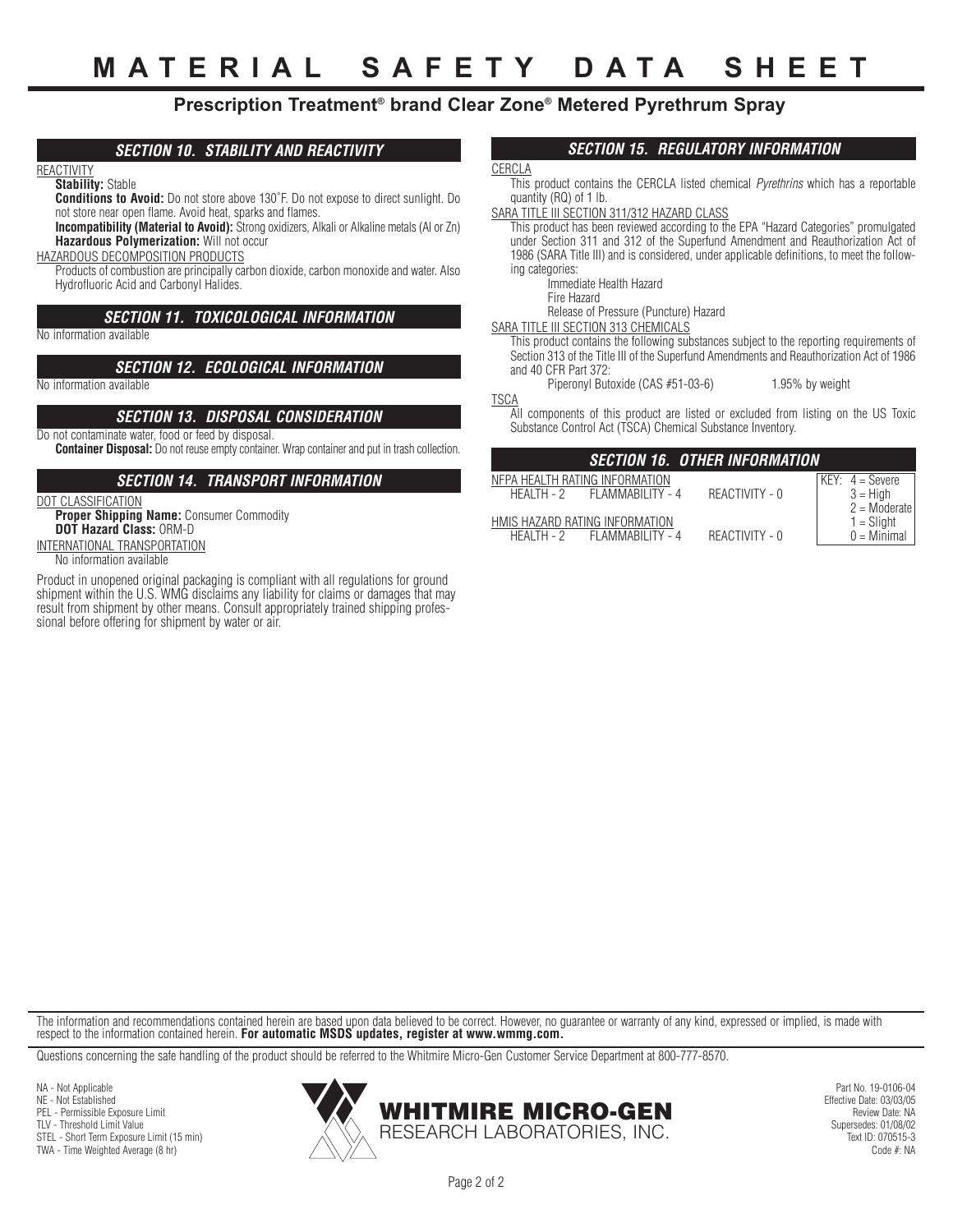# MATERIAL SAFETY DATA SHEET

## Prescription Treatment® brand Clear Zone® Metered Pyrethrum Spray

### SECTION 10. STABILITY AND REACTIVITY

REACTIVITY

**Stability:** Stable

**Conditions to Avoid:** Do not store above 130˚F. Do not expose to direct sunlight. Do not store near open flame. Avoid heat, sparks and flames.

**Incompatibility (Material to Avoid):** Strong oxidizers, Alkali or Alkaline metals (Al or Zn)

**Hazardous Polymerization:** Will not occur

HAZARDOUS DECOMPOSITION PRODUCTS

Products of combustion are principally carbon dioxide, carbon monoxide and water. Also Hydrofluoric Acid and Carbonyl Halides.

### SECTION 11. TOXICOLOGICAL INFORMATION

No information available

### SECTION 12. ECOLOGICAL INFORMATION

No information available

### SECTION 13. DISPOSAL CONSIDERATION

Do not contaminate water, food or feed by disposal.

**Container Disposal:** Do not reuse empty container. Wrap container and put in trash collection.

### SECTION 14. TRANSPORT INFORMATION

DOT CLASSIFICATION

**Proper Shipping Name:** Consumer Commodity

**DOT Hazard Class:** ORM-D

INTERNATIONAL TRANSPORTATION

No information available

Product in unopened original packaging is compliant with all regulations for ground shipment within the U.S. WMG disclaims any liability for claims or damages that may result from shipment by other means. Consult appropriately trained shipping professional before offering for shipment by water or air.

### SECTION 15. REGULATORY INFORMATION

CERCLA

This product contains the CERCLA listed chemical *Pyrethrins* which has a reportable quantity (RQ) of 1 lb.

SARA TITLE III SECTION 311/312 HAZARD CLASS

This product has been reviewed according to the EPA "Hazard Categories" promulgated under Section 311 and 312 of the Superfund Amendment and Reauthorization Act of 1986 (SARA Title III) and is considered, under applicable definitions, to meet the following categories:

- Immediate Health Hazard
- Fire Hazard
- Release of Pressure (Puncture) Hazard

SARA TITLE III SECTION 313 CHEMICALS

This product contains the following substances subject to the reporting requirements of Section 313 of the Title III of the Superfund Amendments and Reauthorization Act of 1986 and 40 CFR Part 372:

Piperonyl Butoxide (CAS #51-03-6) 1.95% by weight

TSCA

All components of this product are listed or excluded from listing on the US Toxic Substance Control Act (TSCA) Chemical Substance Inventory.

### SECTION 16. OTHER INFORMATION

NFPA HEALTH RATING INFORMATION

HEALTH - 2 FLAMMABILITY - 4 REACTIVITY - 0

HMIS HAZARD RATING INFORMATION

HEALTH - 2 FLAMMABILITY - 4 REACTIVITY - 0

KEY: 4 = Severe, 3 = High, 2 = Moderate, 1 = Slight, 0 = Minimal

---

The information and recommendations contained herein are based upon data believed to be correct. However, no guarantee or warranty of any kind, expressed or implied, is made with respect to the information contained herein. **For automatic MSDS updates, register at www.wmmg.com.**

Questions concerning the safe handling of the product should be referred to the Whitmire Micro-Gen Customer Service Department at 800-777-8570.

NA - Not Applicable
NE - Not Established
PEL - Permissible Exposure Limit
TLV - Threshold Limit Value
STEL - Short Term Exposure Limit (15 min)
TWA - Time Weighted Average (8 hr)

WHITMIRE MICRO-GEN RESEARCH LABORATORIES, INC.

Part No. 19-0106-04
Effective Date: 03/03/05
Review Date: NA
Supersedes: 01/08/02
Text ID: 070515-3
Code #: NA